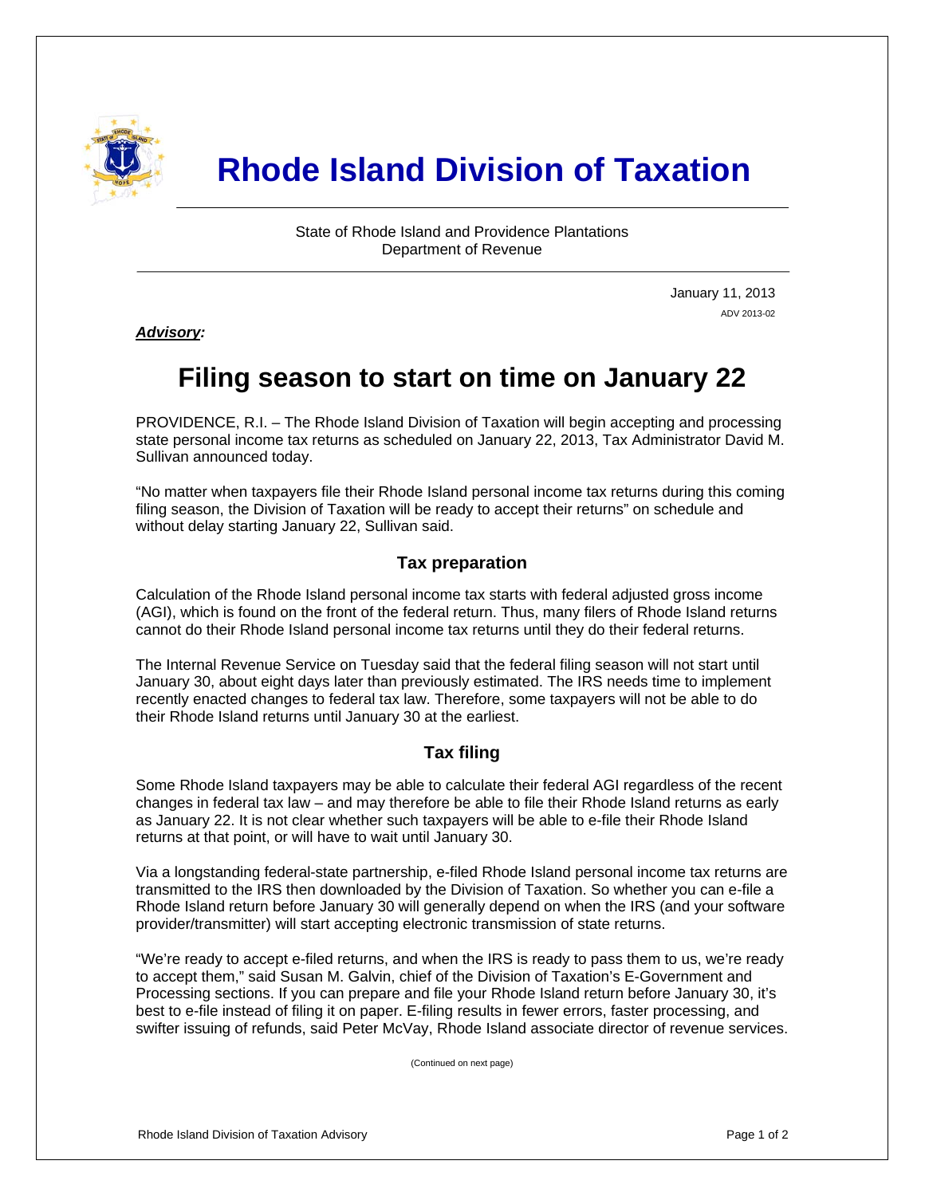# Rhode Island Division of Taxation

State of Rhode Island and Providence Plantations
Department of Revenue

January 11, 2013
ADV 2013-02

***Advisory:***

## Filing season to start on time on January 22

PROVIDENCE, R.I. – The Rhode Island Division of Taxation will begin accepting and processing state personal income tax returns as scheduled on January 22, 2013, Tax Administrator David M. Sullivan announced today.

"No matter when taxpayers file their Rhode Island personal income tax returns during this coming filing season, the Division of Taxation will be ready to accept their returns" on schedule and without delay starting January 22, Sullivan said.

### Tax preparation

Calculation of the Rhode Island personal income tax starts with federal adjusted gross income (AGI), which is found on the front of the federal return. Thus, many filers of Rhode Island returns cannot do their Rhode Island personal income tax returns until they do their federal returns.

The Internal Revenue Service on Tuesday said that the federal filing season will not start until January 30, about eight days later than previously estimated. The IRS needs time to implement recently enacted changes to federal tax law. Therefore, some taxpayers will not be able to do their Rhode Island returns until January 30 at the earliest.

### Tax filing

Some Rhode Island taxpayers may be able to calculate their federal AGI regardless of the recent changes in federal tax law – and may therefore be able to file their Rhode Island returns as early as January 22. It is not clear whether such taxpayers will be able to e-file their Rhode Island returns at that point, or will have to wait until January 30.

Via a longstanding federal-state partnership, e-filed Rhode Island personal income tax returns are transmitted to the IRS then downloaded by the Division of Taxation. So whether you can e-file a Rhode Island return before January 30 will generally depend on when the IRS (and your software provider/transmitter) will start accepting electronic transmission of state returns.

"We're ready to accept e-filed returns, and when the IRS is ready to pass them to us, we're ready to accept them," said Susan M. Galvin, chief of the Division of Taxation's E-Government and Processing sections. If you can prepare and file your Rhode Island return before January 30, it's best to e-file instead of filing it on paper. E-filing results in fewer errors, faster processing, and swifter issuing of refunds, said Peter McVay, Rhode Island associate director of revenue services.

(Continued on next page)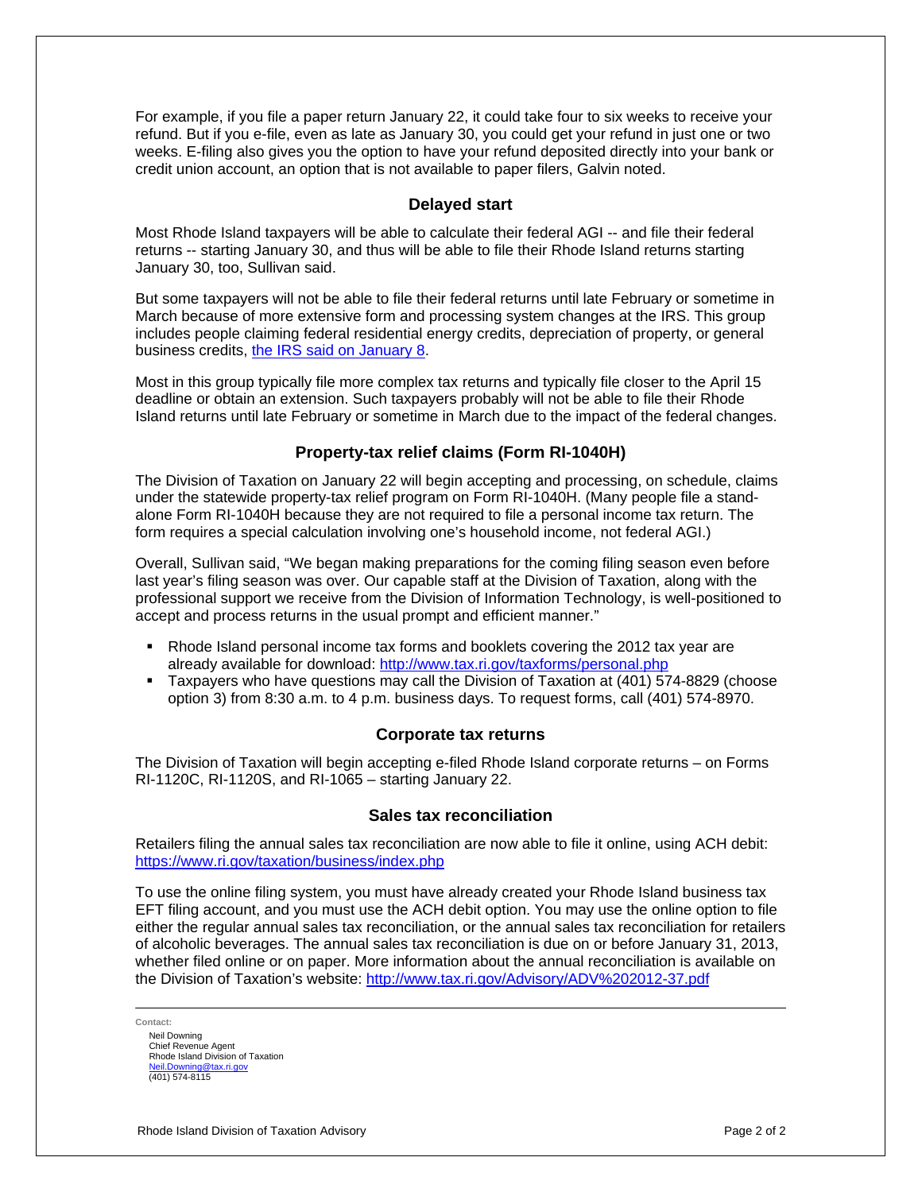For example, if you file a paper return January 22, it could take four to six weeks to receive your refund. But if you e-file, even as late as January 30, you could get your refund in just one or two weeks. E-filing also gives you the option to have your refund deposited directly into your bank or credit union account, an option that is not available to paper filers, Galvin noted.

### Delayed start

Most Rhode Island taxpayers will be able to calculate their federal AGI -- and file their federal returns -- starting January 30, and thus will be able to file their Rhode Island returns starting January 30, too, Sullivan said.

But some taxpayers will not be able to file their federal returns until late February or sometime in March because of more extensive form and processing system changes at the IRS. This group includes people claiming federal residential energy credits, depreciation of property, or general business credits, [the IRS said on January 8](#).

Most in this group typically file more complex tax returns and typically file closer to the April 15 deadline or obtain an extension. Such taxpayers probably will not be able to file their Rhode Island returns until late February or sometime in March due to the impact of the federal changes.

### Property-tax relief claims (Form RI-1040H)

The Division of Taxation on January 22 will begin accepting and processing, on schedule, claims under the statewide property-tax relief program on Form RI-1040H. (Many people file a stand-alone Form RI-1040H because they are not required to file a personal income tax return. The form requires a special calculation involving one's household income, not federal AGI.)

Overall, Sullivan said, "We began making preparations for the coming filing season even before last year's filing season was over. Our capable staff at the Division of Taxation, along with the professional support we receive from the Division of Information Technology, is well-positioned to accept and process returns in the usual prompt and efficient manner."

- Rhode Island personal income tax forms and booklets covering the 2012 tax year are already available for download: http://www.tax.ri.gov/taxforms/personal.php
- Taxpayers who have questions may call the Division of Taxation at (401) 574-8829 (choose option 3) from 8:30 a.m. to 4 p.m. business days. To request forms, call (401) 574-8970.

### Corporate tax returns

The Division of Taxation will begin accepting e-filed Rhode Island corporate returns – on Forms RI-1120C, RI-1120S, and RI-1065 – starting January 22.

### Sales tax reconciliation

Retailers filing the annual sales tax reconciliation are now able to file it online, using ACH debit: https://www.ri.gov/taxation/business/index.php

To use the online filing system, you must have already created your Rhode Island business tax EFT filing account, and you must use the ACH debit option. You may use the online option to file either the regular annual sales tax reconciliation, or the annual sales tax reconciliation for retailers of alcoholic beverages. The annual sales tax reconciliation is due on or before January 31, 2013, whether filed online or on paper. More information about the annual reconciliation is available on the Division of Taxation's website: http://www.tax.ri.gov/Advisory/ADV%202012-37.pdf

---

**Contact:**

Neil Downing
Chief Revenue Agent
Rhode Island Division of Taxation
Neil.Downing@tax.ri.gov
(401) 574-8115